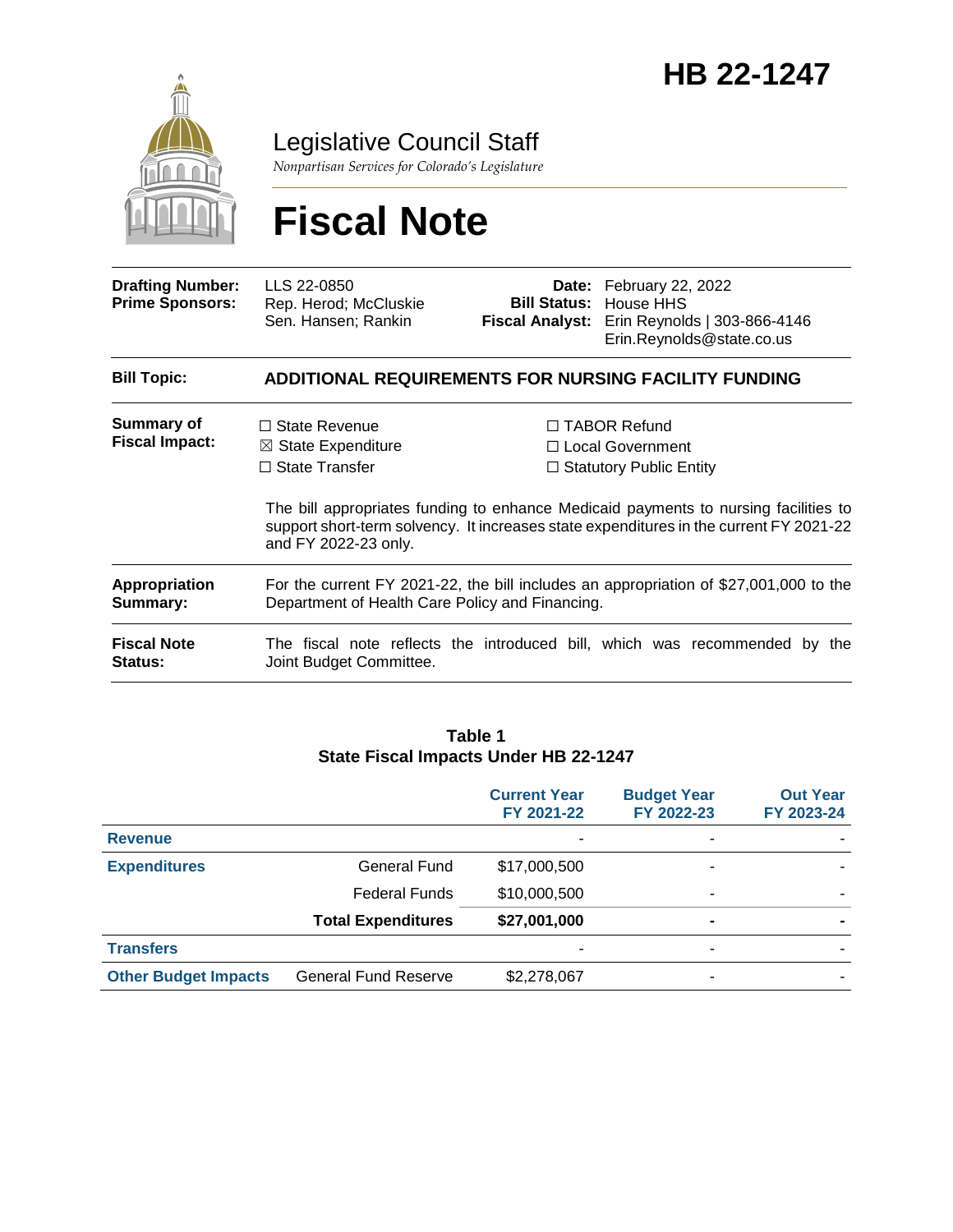# HB 22-1247

Legislative Council Staff

*Nonpartisan Services for Colorado's Legislature*

# Fiscal Note

| | | | |
|---|---|---|---|
| **Drafting Number:** | LLS 22-0850 | **Date:** | February 22, 2022 |
| **Prime Sponsors:** | Rep. Herod; McCluskie<br>Sen. Hansen; Rankin | **Bill Status:** | House HHS |
| | | **Fiscal Analyst:** | Erin Reynolds \| 303-866-4146<br>Erin.Reynolds@state.co.us |

| | |
|---|---|
| **Bill Topic:** | **ADDITIONAL REQUIREMENTS FOR NURSING FACILITY FUNDING** |
| **Summary of Fiscal Impact:** | ☐ State Revenue ☒ State Expenditure ☐ State Transfer ☐ TABOR Refund ☐ Local Government ☐ Statutory Public Entity<br><br>The bill appropriates funding to enhance Medicaid payments to nursing facilities to support short-term solvency. It increases state expenditures in the current FY 2021-22 and FY 2022-23 only. |
| **Appropriation Summary:** | For the current FY 2021-22, the bill includes an appropriation of $27,001,000 to the Department of Health Care Policy and Financing. |
| **Fiscal Note Status:** | The fiscal note reflects the introduced bill, which was recommended by the Joint Budget Committee. |

**Table 1**
**State Fiscal Impacts Under HB 22-1247**

| | | Current Year FY 2021-22 | Budget Year FY 2022-23 | Out Year FY 2023-24 |
|---|---|---|---|---|
| **Revenue** | | - | - | - |
| **Expenditures** | General Fund | $17,000,500 | - | - |
| | Federal Funds | $10,000,500 | - | - |
| | **Total Expenditures** | **$27,001,000** | **-** | **-** |
| **Transfers** | | - | - | - |
| **Other Budget Impacts** | General Fund Reserve | $2,278,067 | - | - |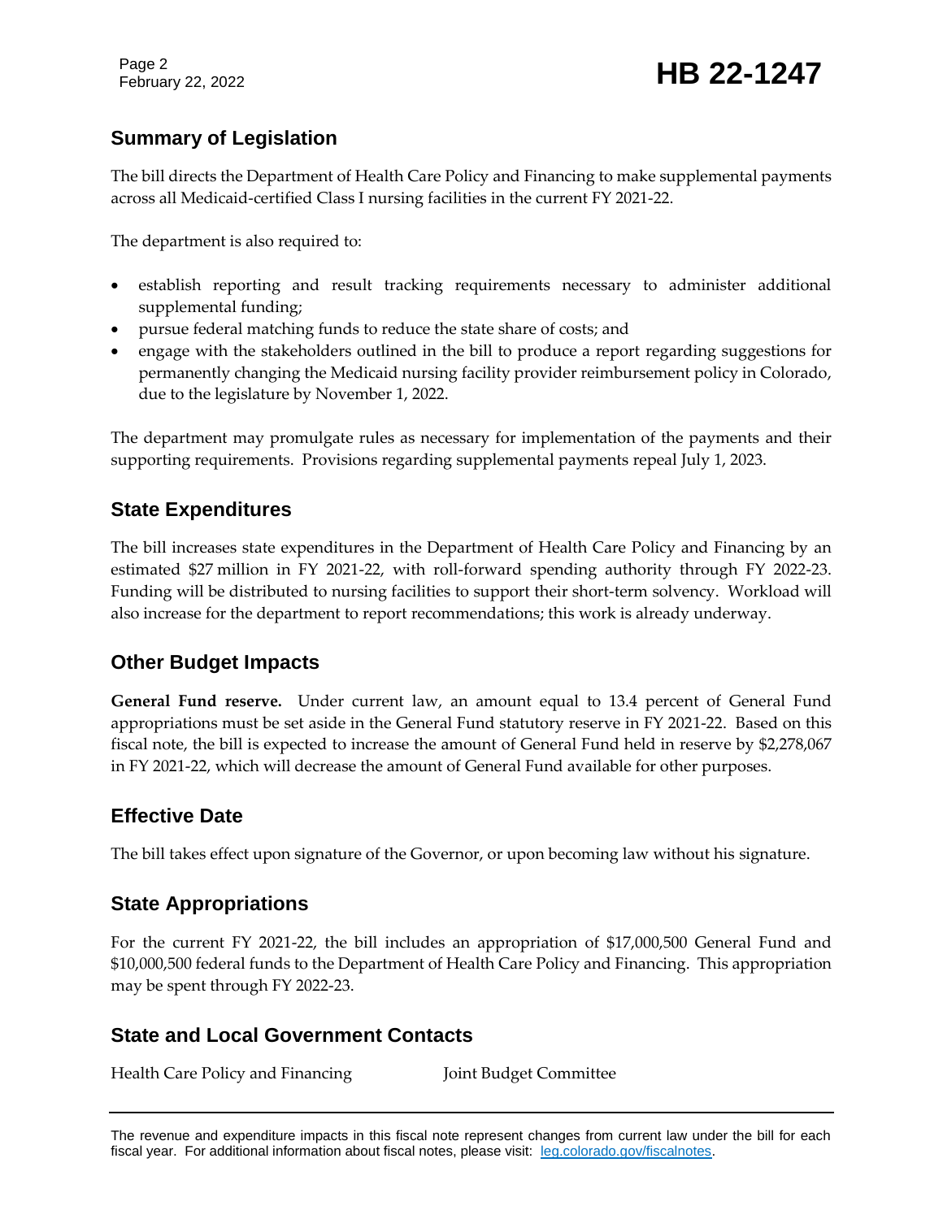## Summary of Legislation

The bill directs the Department of Health Care Policy and Financing to make supplemental payments across all Medicaid-certified Class I nursing facilities in the current FY 2021-22.

The department is also required to:

- establish reporting and result tracking requirements necessary to administer additional supplemental funding;
- pursue federal matching funds to reduce the state share of costs; and
- engage with the stakeholders outlined in the bill to produce a report regarding suggestions for permanently changing the Medicaid nursing facility provider reimbursement policy in Colorado, due to the legislature by November 1, 2022.

The department may promulgate rules as necessary for implementation of the payments and their supporting requirements. Provisions regarding supplemental payments repeal July 1, 2023.

## State Expenditures

The bill increases state expenditures in the Department of Health Care Policy and Financing by an estimated $27 million in FY 2021-22, with roll-forward spending authority through FY 2022-23. Funding will be distributed to nursing facilities to support their short-term solvency. Workload will also increase for the department to report recommendations; this work is already underway.

## Other Budget Impacts

**General Fund reserve.** Under current law, an amount equal to 13.4 percent of General Fund appropriations must be set aside in the General Fund statutory reserve in FY 2021-22. Based on this fiscal note, the bill is expected to increase the amount of General Fund held in reserve by $2,278,067 in FY 2021-22, which will decrease the amount of General Fund available for other purposes.

## Effective Date

The bill takes effect upon signature of the Governor, or upon becoming law without his signature.

## State Appropriations

For the current FY 2021-22, the bill includes an appropriation of $17,000,500 General Fund and $10,000,500 federal funds to the Department of Health Care Policy and Financing. This appropriation may be spent through FY 2022-23.

## State and Local Government Contacts

Health Care Policy and Financing        Joint Budget Committee

The revenue and expenditure impacts in this fiscal note represent changes from current law under the bill for each fiscal year. For additional information about fiscal notes, please visit: [leg.colorado.gov/fiscalnotes](leg.colorado.gov/fiscalnotes).